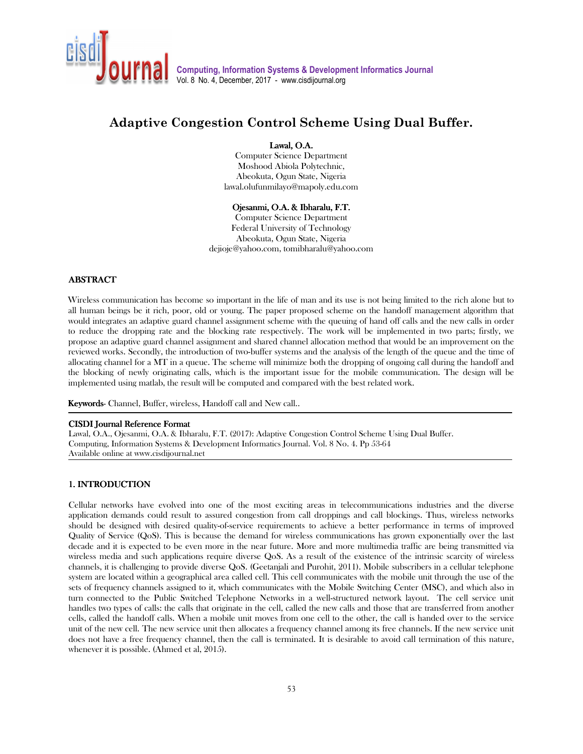# Adaptive Congestion Control Scheme Using Dual Buffer.

**Lawal, O.A.**
Computer Science Department
Moshood Abiola Polytechnic,
Abeokuta, Ogun State, Nigeria
lawal.olufunmilayo@mapoly.edu.com

**Ojesanmi, O.A. & Ibharalu, F.T.**
Computer Science Department
Federal University of Technology
Abeokuta, Ogun State, Nigeria
dejioje@yahoo.com, tomibharalu@yahoo.com

## ABSTRACT

Wireless communication has become so important in the life of man and its use is not being limited to the rich alone but to all human beings be it rich, poor, old or young. The paper proposed scheme on the handoff management algorithm that would integrates an adaptive guard channel assignment scheme with the queuing of hand off calls and the new calls in order to reduce the dropping rate and the blocking rate respectively. The work will be implemented in two parts; firstly, we propose an adaptive guard channel assignment and shared channel allocation method that would be an improvement on the reviewed works. Secondly, the introduction of two-buffer systems and the analysis of the length of the queue and the time of allocating channel for a MT in a queue. The scheme will minimize both the dropping of ongoing call during the handoff and the blocking of newly originating calls, which is the important issue for the mobile communication. The design will be implemented using matlab, the result will be computed and compared with the best related work.

**Keywords**- Channel, Buffer, wireless, Handoff call and New call..

**CISDI Journal Reference Format**
Lawal, O.A., Ojesanmi, O.A. & Ibharalu, F.T. (2017): Adaptive Congestion Control Scheme Using Dual Buffer. Computing, Information Systems & Development Informatics Journal. Vol. 8 No. 4. Pp 53-64
Available online at www.cisdijournal.net

## 1. INTRODUCTION

Cellular networks have evolved into one of the most exciting areas in telecommunications industries and the diverse application demands could result to assured congestion from call droppings and call blockings. Thus, wireless networks should be designed with desired quality-of-service requirements to achieve a better performance in terms of improved Quality of Service (QoS). This is because the demand for wireless communications has grown exponentially over the last decade and it is expected to be even more in the near future. More and more multimedia traffic are being transmitted via wireless media and such applications require diverse QoS. As a result of the existence of the intrinsic scarcity of wireless channels, it is challenging to provide diverse QoS. (Geetanjali and Purohit, 2011). Mobile subscribers in a cellular telephone system are located within a geographical area called cell. This cell communicates with the mobile unit through the use of the sets of frequency channels assigned to it, which communicates with the Mobile Switching Center (MSC), and which also in turn connected to the Public Switched Telephone Networks in a well-structured network layout. The cell service unit handles two types of calls: the calls that originate in the cell, called the new calls and those that are transferred from another cells, called the handoff calls. When a mobile unit moves from one cell to the other, the call is handed over to the service unit of the new cell. The new service unit then allocates a frequency channel among its free channels. If the new service unit does not have a free frequency channel, then the call is terminated. It is desirable to avoid call termination of this nature, whenever it is possible. (Ahmed et al, 2015).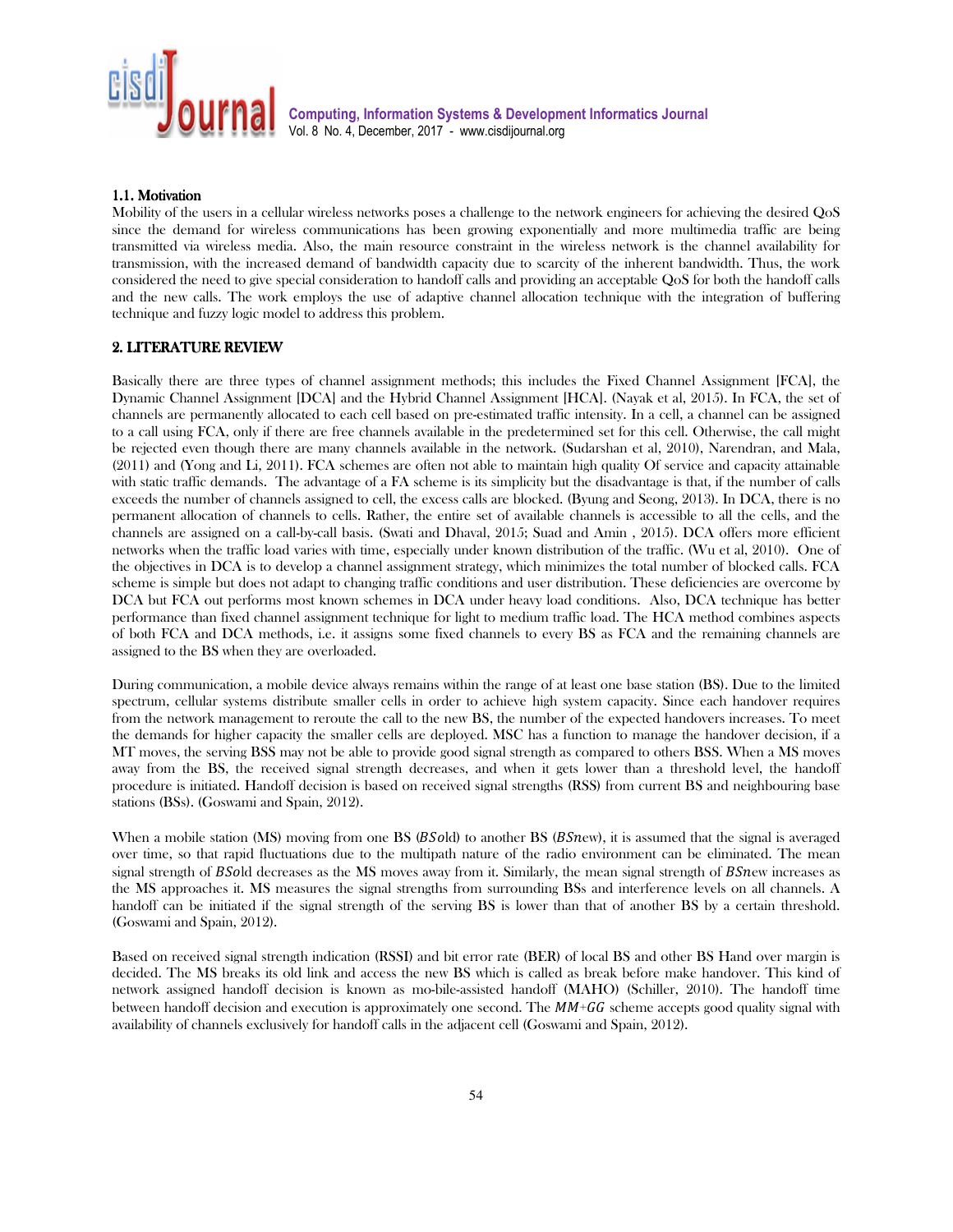### 1.1. Motivation

Mobility of the users in a cellular wireless networks poses a challenge to the network engineers for achieving the desired QoS since the demand for wireless communications has been growing exponentially and more multimedia traffic are being transmitted via wireless media. Also, the main resource constraint in the wireless network is the channel availability for transmission, with the increased demand of bandwidth capacity due to scarcity of the inherent bandwidth. Thus, the work considered the need to give special consideration to handoff calls and providing an acceptable QoS for both the handoff calls and the new calls. The work employs the use of adaptive channel allocation technique with the integration of buffering technique and fuzzy logic model to address this problem.

## 2. LITERATURE REVIEW

Basically there are three types of channel assignment methods; this includes the Fixed Channel Assignment [FCA], the Dynamic Channel Assignment [DCA] and the Hybrid Channel Assignment [HCA]. (Nayak et al, 2015). In FCA, the set of channels are permanently allocated to each cell based on pre-estimated traffic intensity. In a cell, a channel can be assigned to a call using FCA, only if there are free channels available in the predetermined set for this cell. Otherwise, the call might be rejected even though there are many channels available in the network. (Sudarshan et al, 2010), Narendran, and Mala, (2011) and (Yong and Li, 2011). FCA schemes are often not able to maintain high quality Of service and capacity attainable with static traffic demands. The advantage of a FA scheme is its simplicity but the disadvantage is that, if the number of calls exceeds the number of channels assigned to cell, the excess calls are blocked. (Byung and Seong, 2013). In DCA, there is no permanent allocation of channels to cells. Rather, the entire set of available channels is accessible to all the cells, and the channels are assigned on a call-by-call basis. (Swati and Dhaval, 2015; Suad and Amin , 2015). DCA offers more efficient networks when the traffic load varies with time, especially under known distribution of the traffic. (Wu et al, 2010). One of the objectives in DCA is to develop a channel assignment strategy, which minimizes the total number of blocked calls. FCA scheme is simple but does not adapt to changing traffic conditions and user distribution. These deficiencies are overcome by DCA but FCA out performs most known schemes in DCA under heavy load conditions. Also, DCA technique has better performance than fixed channel assignment technique for light to medium traffic load. The HCA method combines aspects of both FCA and DCA methods, i.e. it assigns some fixed channels to every BS as FCA and the remaining channels are assigned to the BS when they are overloaded.

During communication, a mobile device always remains within the range of at least one base station (BS). Due to the limited spectrum, cellular systems distribute smaller cells in order to achieve high system capacity. Since each handover requires from the network management to reroute the call to the new BS, the number of the expected handovers increases. To meet the demands for higher capacity the smaller cells are deployed. MSC has a function to manage the handover decision, if a MT moves, the serving BSS may not be able to provide good signal strength as compared to others BSS. When a MS moves away from the BS, the received signal strength decreases, and when it gets lower than a threshold level, the handoff procedure is initiated. Handoff decision is based on received signal strengths (RSS) from current BS and neighbouring base stations (BSs). (Goswami and Spain, 2012).

When a mobile station (MS) moving from one BS ($BSo$ld) to another BS ($BSn$ew), it is assumed that the signal is averaged over time, so that rapid fluctuations due to the multipath nature of the radio environment can be eliminated. The mean signal strength of $BSo$ld decreases as the MS moves away from it. Similarly, the mean signal strength of $BSn$ew increases as the MS approaches it. MS measures the signal strengths from surrounding BSs and interference levels on all channels. A handoff can be initiated if the signal strength of the serving BS is lower than that of another BS by a certain threshold. (Goswami and Spain, 2012).

Based on received signal strength indication (RSSI) and bit error rate (BER) of local BS and other BS Hand over margin is decided. The MS breaks its old link and access the new BS which is called as break before make handover. This kind of network assigned handoff decision is known as mo-bile-assisted handoff (MAHO) (Schiller, 2010). The handoff time between handoff decision and execution is approximately one second. The $MM+GG$ scheme accepts good quality signal with availability of channels exclusively for handoff calls in the adjacent cell (Goswami and Spain, 2012).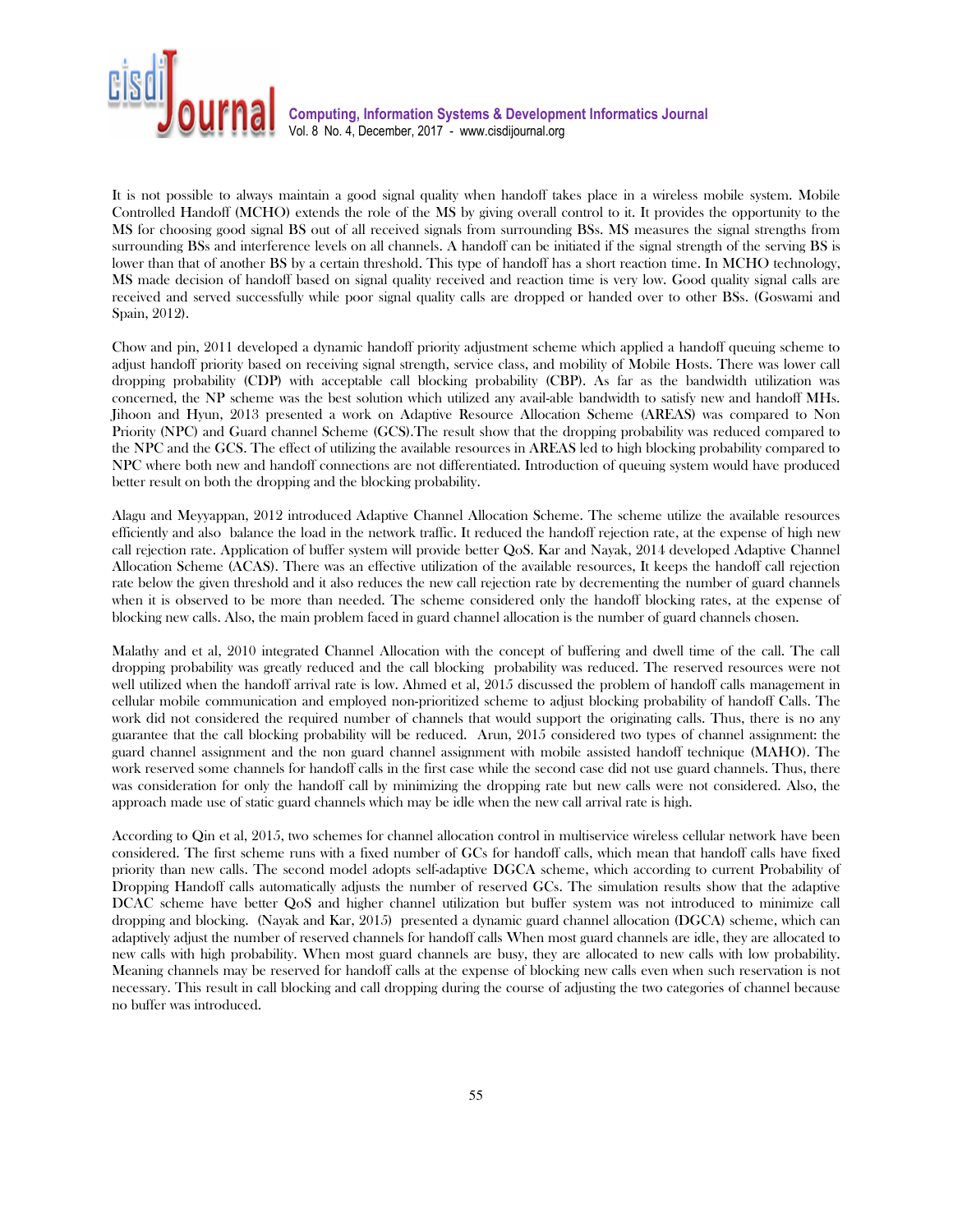It is not possible to always maintain a good signal quality when handoff takes place in a wireless mobile system. Mobile Controlled Handoff (MCHO) extends the role of the MS by giving overall control to it. It provides the opportunity to the MS for choosing good signal BS out of all received signals from surrounding BSs. MS measures the signal strengths from surrounding BSs and interference levels on all channels. A handoff can be initiated if the signal strength of the serving BS is lower than that of another BS by a certain threshold. This type of handoff has a short reaction time. In MCHO technology, MS made decision of handoff based on signal quality received and reaction time is very low. Good quality signal calls are received and served successfully while poor signal quality calls are dropped or handed over to other BSs. (Goswami and Spain, 2012).

Chow and pin, 2011 developed a dynamic handoff priority adjustment scheme which applied a handoff queuing scheme to adjust handoff priority based on receiving signal strength, service class, and mobility of Mobile Hosts. There was lower call dropping probability (CDP) with acceptable call blocking probability (CBP). As far as the bandwidth utilization was concerned, the NP scheme was the best solution which utilized any avail-able bandwidth to satisfy new and handoff MHs. Jihoon and Hyun, 2013 presented a work on Adaptive Resource Allocation Scheme (AREAS) was compared to Non Priority (NPC) and Guard channel Scheme (GCS).The result show that the dropping probability was reduced compared to the NPC and the GCS. The effect of utilizing the available resources in AREAS led to high blocking probability compared to NPC where both new and handoff connections are not differentiated. Introduction of queuing system would have produced better result on both the dropping and the blocking probability.

Alagu and Meyyappan, 2012 introduced Adaptive Channel Allocation Scheme. The scheme utilize the available resources efficiently and also balance the load in the network traffic. It reduced the handoff rejection rate, at the expense of high new call rejection rate. Application of buffer system will provide better QoS. Kar and Nayak, 2014 developed Adaptive Channel Allocation Scheme (ACAS). There was an effective utilization of the available resources, It keeps the handoff call rejection rate below the given threshold and it also reduces the new call rejection rate by decrementing the number of guard channels when it is observed to be more than needed. The scheme considered only the handoff blocking rates, at the expense of blocking new calls. Also, the main problem faced in guard channel allocation is the number of guard channels chosen.

Malathy and et al, 2010 integrated Channel Allocation with the concept of buffering and dwell time of the call. The call dropping probability was greatly reduced and the call blocking probability was reduced. The reserved resources were not well utilized when the handoff arrival rate is low. Ahmed et al, 2015 discussed the problem of handoff calls management in cellular mobile communication and employed non-prioritized scheme to adjust blocking probability of handoff Calls. The work did not considered the required number of channels that would support the originating calls. Thus, there is no any guarantee that the call blocking probability will be reduced. Arun, 2015 considered two types of channel assignment: the guard channel assignment and the non guard channel assignment with mobile assisted handoff technique (MAHO). The work reserved some channels for handoff calls in the first case while the second case did not use guard channels. Thus, there was consideration for only the handoff call by minimizing the dropping rate but new calls were not considered. Also, the approach made use of static guard channels which may be idle when the new call arrival rate is high.

According to Qin et al, 2015, two schemes for channel allocation control in multiservice wireless cellular network have been considered. The first scheme runs with a fixed number of GCs for handoff calls, which mean that handoff calls have fixed priority than new calls. The second model adopts self-adaptive DGCA scheme, which according to current Probability of Dropping Handoff calls automatically adjusts the number of reserved GCs. The simulation results show that the adaptive DCAC scheme have better QoS and higher channel utilization but buffer system was not introduced to minimize call dropping and blocking. (Nayak and Kar, 2015) presented a dynamic guard channel allocation (DGCA) scheme, which can adaptively adjust the number of reserved channels for handoff calls When most guard channels are idle, they are allocated to new calls with high probability. When most guard channels are busy, they are allocated to new calls with low probability. Meaning channels may be reserved for handoff calls at the expense of blocking new calls even when such reservation is not necessary. This result in call blocking and call dropping during the course of adjusting the two categories of channel because no buffer was introduced.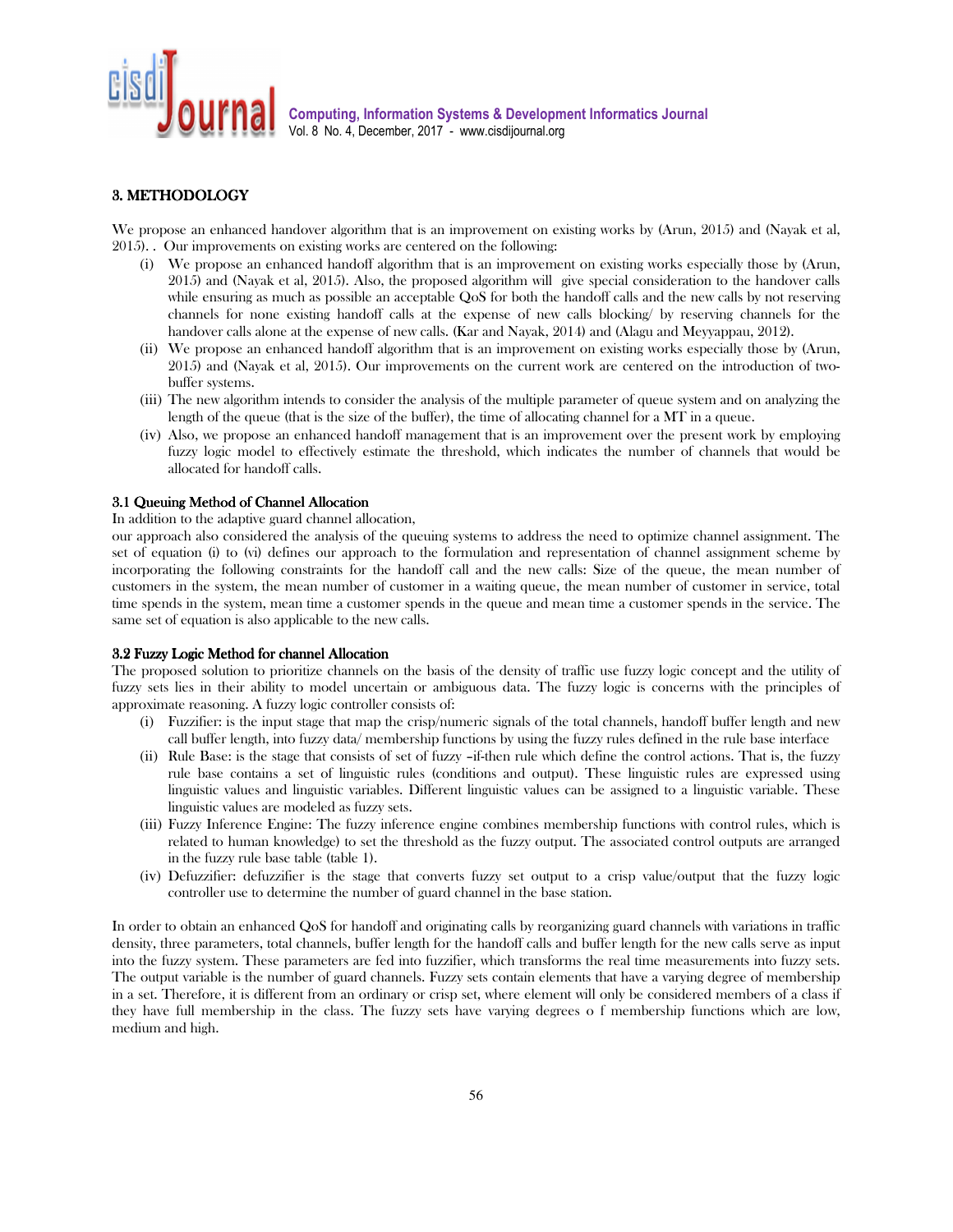## 3. METHODOLOGY

We propose an enhanced handover algorithm that is an improvement on existing works by (Arun, 2015) and (Nayak et al, 2015). . Our improvements on existing works are centered on the following:

(i) We propose an enhanced handoff algorithm that is an improvement on existing works especially those by (Arun, 2015) and (Nayak et al, 2015). Also, the proposed algorithm will give special consideration to the handover calls while ensuring as much as possible an acceptable QoS for both the handoff calls and the new calls by not reserving channels for none existing handoff calls at the expense of new calls blocking/ by reserving channels for the handover calls alone at the expense of new calls. (Kar and Nayak, 2014) and (Alagu and Meyyappau, 2012).

(ii) We propose an enhanced handoff algorithm that is an improvement on existing works especially those by (Arun, 2015) and (Nayak et al, 2015). Our improvements on the current work are centered on the introduction of two-buffer systems.

(iii) The new algorithm intends to consider the analysis of the multiple parameter of queue system and on analyzing the length of the queue (that is the size of the buffer), the time of allocating channel for a MT in a queue.

(iv) Also, we propose an enhanced handoff management that is an improvement over the present work by employing fuzzy logic model to effectively estimate the threshold, which indicates the number of channels that would be allocated for handoff calls.

### 3.1 Queuing Method of Channel Allocation

In addition to the adaptive guard channel allocation,

our approach also considered the analysis of the queuing systems to address the need to optimize channel assignment. The set of equation (i) to (vi) defines our approach to the formulation and representation of channel assignment scheme by incorporating the following constraints for the handoff call and the new calls: Size of the queue, the mean number of customers in the system, the mean number of customer in a waiting queue, the mean number of customer in service, total time spends in the system, mean time a customer spends in the queue and mean time a customer spends in the service. The same set of equation is also applicable to the new calls.

### 3.2 Fuzzy Logic Method for channel Allocation

The proposed solution to prioritize channels on the basis of the density of traffic use fuzzy logic concept and the utility of fuzzy sets lies in their ability to model uncertain or ambiguous data. The fuzzy logic is concerns with the principles of approximate reasoning. A fuzzy logic controller consists of:

(i) Fuzzifier: is the input stage that map the crisp/numeric signals of the total channels, handoff buffer length and new call buffer length, into fuzzy data/ membership functions by using the fuzzy rules defined in the rule base interface

(ii) Rule Base: is the stage that consists of set of fuzzy –if-then rule which define the control actions. That is, the fuzzy rule base contains a set of linguistic rules (conditions and output). These linguistic rules are expressed using linguistic values and linguistic variables. Different linguistic values can be assigned to a linguistic variable. These linguistic values are modeled as fuzzy sets.

(iii) Fuzzy Inference Engine: The fuzzy inference engine combines membership functions with control rules, which is related to human knowledge) to set the threshold as the fuzzy output. The associated control outputs are arranged in the fuzzy rule base table (table 1).

(iv) Defuzzifier: defuzzifier is the stage that converts fuzzy set output to a crisp value/output that the fuzzy logic controller use to determine the number of guard channel in the base station.

In order to obtain an enhanced QoS for handoff and originating calls by reorganizing guard channels with variations in traffic density, three parameters, total channels, buffer length for the handoff calls and buffer length for the new calls serve as input into the fuzzy system. These parameters are fed into fuzzifier, which transforms the real time measurements into fuzzy sets. The output variable is the number of guard channels. Fuzzy sets contain elements that have a varying degree of membership in a set. Therefore, it is different from an ordinary or crisp set, where element will only be considered members of a class if they have full membership in the class. The fuzzy sets have varying degrees o f membership functions which are low, medium and high.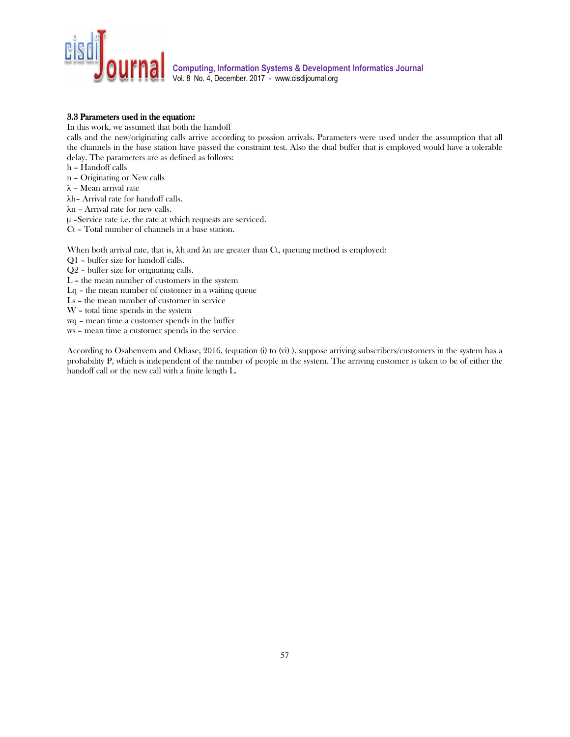### 3.3 Parameters used in the equation:

In this work, we assumed that both the handoff calls and the new/originating calls arrive according to possion arrivals. Parameters were used under the assumption that all the channels in the base station have passed the constraint test. Also the dual buffer that is employed would have a tolerable delay. The parameters are as defined as follows:

h – Handoff calls
n – Originating or New calls
$\lambda$ – Mean arrival rate
$\lambda h$– Arrival rate for handoff calls.
$\lambda n$ – Arrival rate for new calls.
$\mu$ –Service rate i.e. the rate at which requests are serviced.
Ct – Total number of channels in a base station.

When both arrival rate, that is, $\lambda h$ and $\lambda n$ are greater than Ct, queuing method is employed:
Q1 – buffer size for handoff calls.
Q2 – buffer size for originating calls.
L – the mean number of customers in the system
Lq – the mean number of customer in a waiting queue
Ls – the mean number of customer in service
W – total time spends in the system
wq – mean time a customer spends in the buffer
ws – mean time a customer spends in the service

According to Osahenvem and Odiase, 2016, (equation (i) to (vi) ), suppose arriving subscribers/customers in the system has a probability P, which is independent of the number of people in the system. The arriving customer is taken to be of either the handoff call or the new call with a finite length L.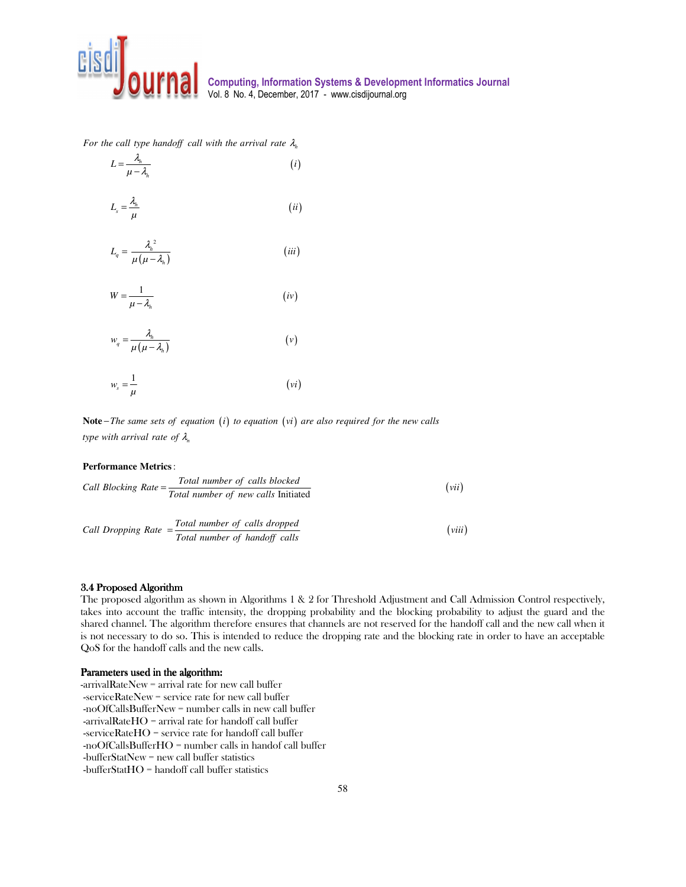*For the call type handoff call with the arrival rate* $\lambda_h$

$$L = \frac{\lambda_h}{\mu - \lambda_h} \qquad (i)$$

$$L_s = \frac{\lambda_h}{\mu} \qquad (ii)$$

$$L_q = \frac{\lambda_h^{\,2}}{\mu(\mu - \lambda_h)} \qquad (iii)$$

$$W = \frac{1}{\mu - \lambda_h} \qquad (iv)$$

$$w_q = \frac{\lambda_h}{\mu(\mu - \lambda_h)} \qquad (v)$$

$$w_s = \frac{1}{\mu} \qquad (vi)$$

**Note** – *The same sets of equation* $(i)$ *to equation* $(vi)$ *are also required for the new calls type with arrival rate of* $\lambda_n$

**Performance Metrics**:

$$\textit{Call Blocking Rate} = \frac{\textit{Total number of calls blocked}}{\textit{Total number of new calls Initiated}} \qquad (vii)$$

$$\textit{Call Dropping Rate} = \frac{\textit{Total number of calls dropped}}{\textit{Total number of handoff calls}} \qquad (viii)$$

### 3.4 Proposed Algorithm

The proposed algorithm as shown in Algorithms 1 & 2 for Threshold Adjustment and Call Admission Control respectively, takes into account the traffic intensity, the dropping probability and the blocking probability to adjust the guard and the shared channel. The algorithm therefore ensures that channels are not reserved for the handoff call and the new call when it is not necessary to do so. This is intended to reduce the dropping rate and the blocking rate in order to have an acceptable QoS for the handoff calls and the new calls.

**Parameters used in the algorithm:**

-arrivalRateNew = arrival rate for new call buffer
-serviceRateNew = service rate for new call buffer
-noOfCallsBufferNew = number calls in new call buffer
-arrivalRateHO = arrival rate for handoff call buffer
-serviceRateHO = service rate for handoff call buffer
-noOfCallsBufferHO = number calls in handof call buffer
-bufferStatNew = new call buffer statistics
-bufferStatHO = handoff call buffer statistics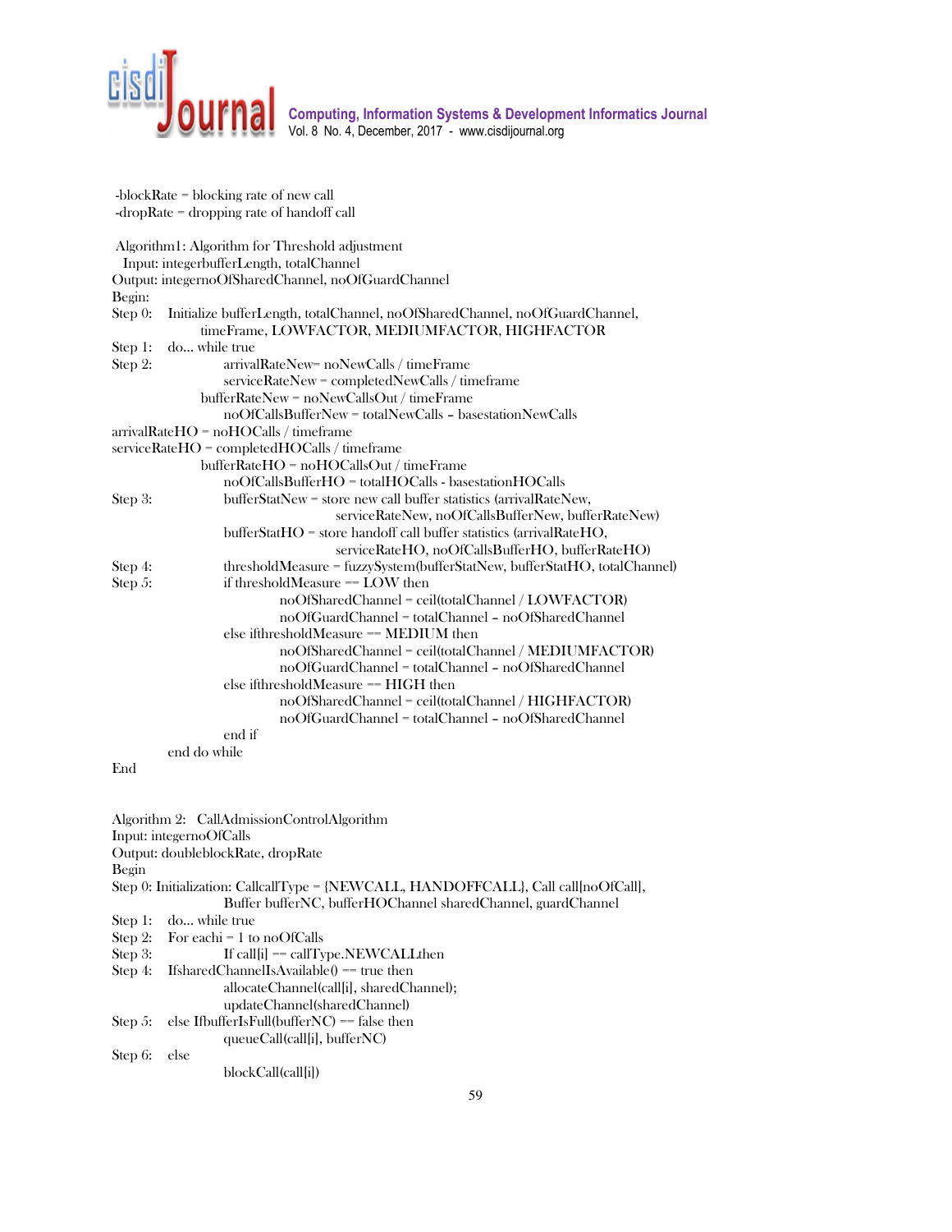-blockRate = blocking rate of new call
-dropRate = dropping rate of handoff call

```
Algorithm1: Algorithm for Threshold adjustment
  Input: integerbufferLength, totalChannel
Output: integernoOfSharedChannel, noOfGuardChannel
Begin:
Step 0:   Initialize bufferLength, totalChannel, noOfSharedChannel, noOfGuardChannel,
               timeFrame, LOWFACTOR, MEDIUMFACTOR, HIGHFACTOR
Step 1:   do... while true
Step 2:              arrivalRateNew= noNewCalls / timeFrame
                     serviceRateNew = completedNewCalls / timeframe
               bufferRateNew = noNewCallsOut / timeFrame
                     noOfCallsBufferNew = totalNewCalls – basestationNewCalls
arrivalRateHO = noHOCalls / timeframe
serviceRateHO = completedHOCalls / timeframe
               bufferRateHO = noHOCallsOut / timeFrame
                     noOfCallsBufferHO = totalHOCalls - basestationHOCalls
Step 3:              bufferStatNew = store new call buffer statistics (arrivalRateNew,
                                   serviceRateNew, noOfCallsBufferNew, bufferRateNew)
                     bufferStatHO = store handoff call buffer statistics (arrivalRateHO,
                                   serviceRateHO, noOfCallsBufferHO, bufferRateHO)
Step 4:              thresholdMeasure = fuzzySystem(bufferStatNew, bufferStatHO, totalChannel)
Step 5:              if thresholdMeasure == LOW then
                              noOfSharedChannel = ceil(totalChannel / LOWFACTOR)
                              noOfGuardChannel = totalChannel – noOfSharedChannel
                     else ifthresholdMeasure == MEDIUM then
                              noOfSharedChannel = ceil(totalChannel / MEDIUMFACTOR)
                              noOfGuardChannel = totalChannel – noOfSharedChannel
                     else ifthresholdMeasure == HIGH then
                              noOfSharedChannel = ceil(totalChannel / HIGHFACTOR)
                              noOfGuardChannel = totalChannel – noOfSharedChannel
                     end if
          end do while
End
```

```
Algorithm 2:   CallAdmissionControlAlgorithm
Input: integernoOfCalls
Output: doubleblockRate, dropRate
Begin
Step 0: Initialization: CallcallType = {NEWCALL, HANDOFFCALL}, Call call[noOfCall],
                     Buffer bufferNC, bufferHOChannel sharedChannel, guardChannel
Step 1:   do... while true
Step 2:   For eachi = 1 to noOfCalls
Step 3:              If call[i] == callType.NEWCALLthen
Step 4:   IfsharedChannelIsAvailable() == true then
                     allocateChannel(call[i], sharedChannel);
                     updateChannel(sharedChannel)
Step 5:   else IfbufferIsFull(bufferNC) == false then
                     queueCall(call[i], bufferNC)
Step 6:   else
                     blockCall(call[i])
```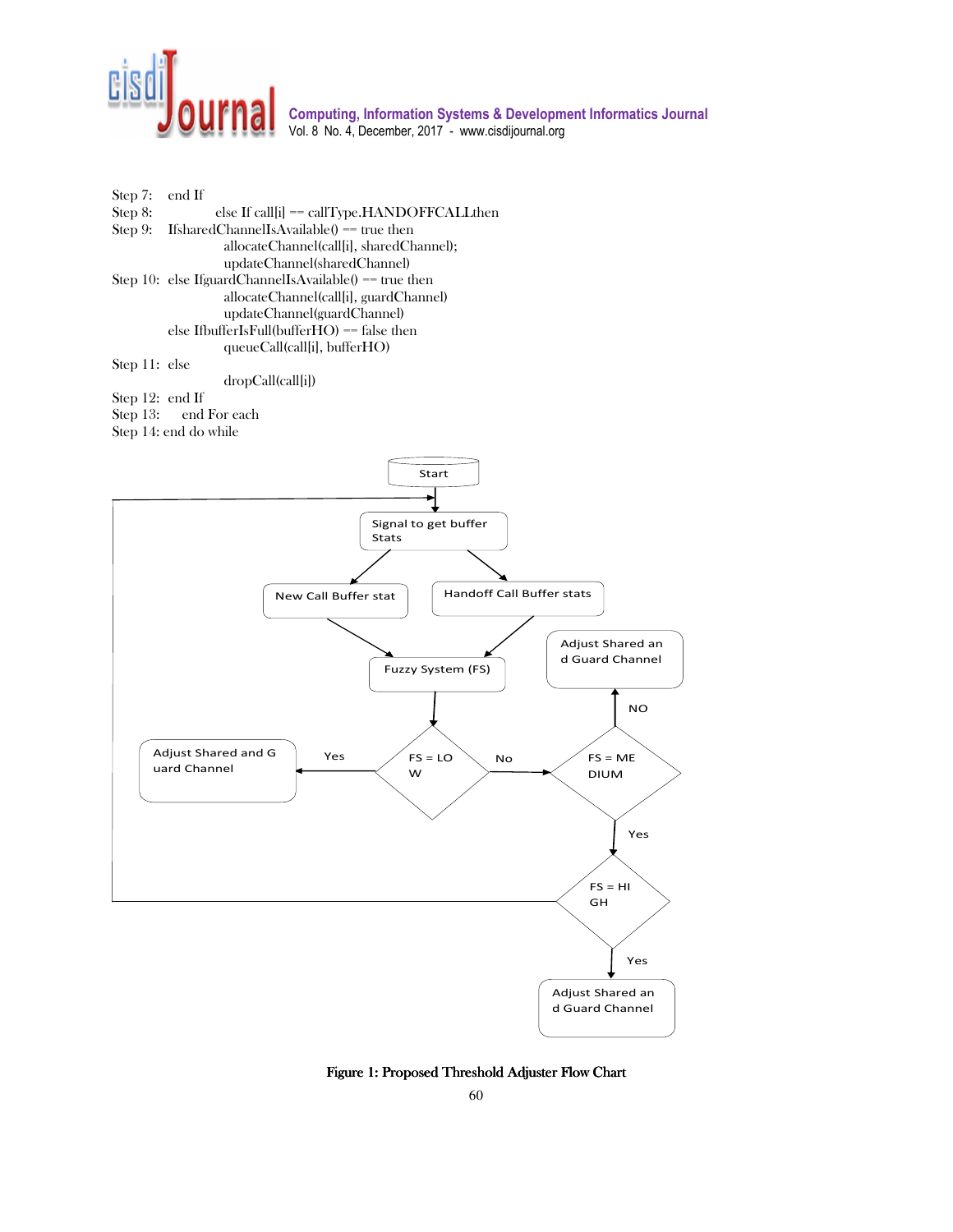Step 7: end If
Step 8: else If call[i] == callType.HANDOFFCALLthen
Step 9: IfsharedChannelIsAvailable() == true then
allocateChannel(call[i], sharedChannel);
updateChannel(sharedChannel)
Step 10: else IfguardChannelIsAvailable() == true then
allocateChannel(call[i], guardChannel)
updateChannel(guardChannel)
else IfbufferIsFull(bufferHO) == false then
queueCall(call[i], bufferHO)
Step 11: else
dropCall(call[i])
Step 12: end If
Step 13: end For each
Step 14: end do while

Figure 1: Proposed Threshold Adjuster Flow Chart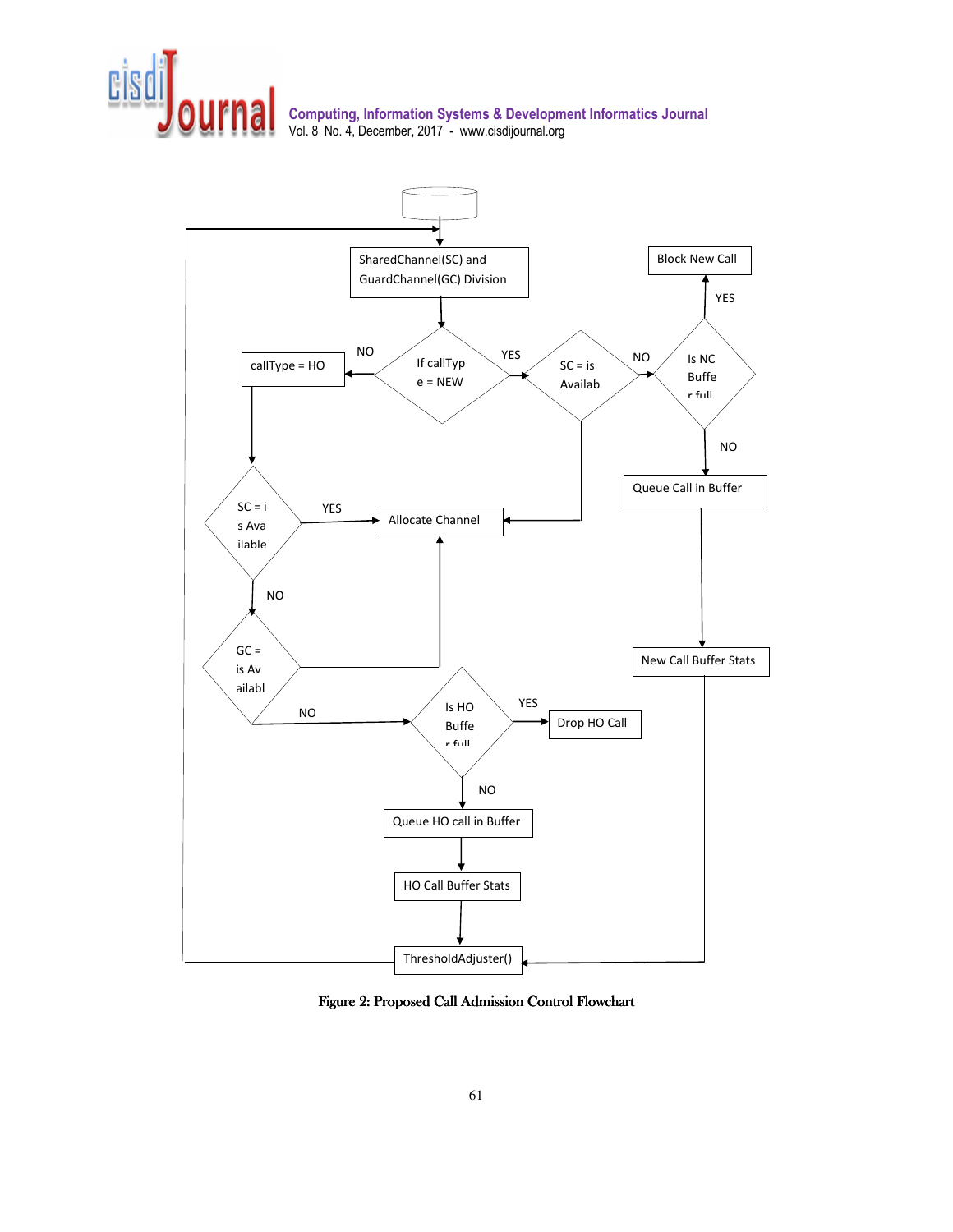Figure 2: Proposed Call Admission Control Flowchart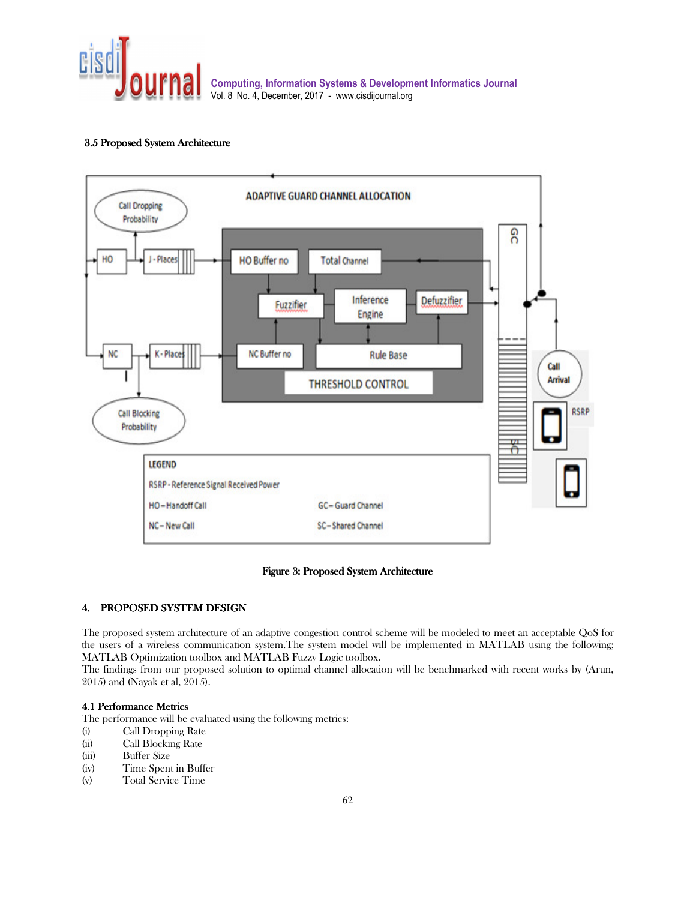### 3.5 Proposed System Architecture

Figure 3: Proposed System Architecture

## 4. PROPOSED SYSTEM DESIGN

The proposed system architecture of an adaptive congestion control scheme will be modeled to meet an acceptable QoS for the users of a wireless communication system.The system model will be implemented in MATLAB using the following; MATLAB Optimization toolbox and MATLAB Fuzzy Logic toolbox.
The findings from our proposed solution to optimal channel allocation will be benchmarked with recent works by (Arun, 2015) and (Nayak et al, 2015).

### 4.1 Performance Metrics

The performance will be evaluated using the following metrics:

(i) Call Dropping Rate
(ii) Call Blocking Rate
(iii) Buffer Size
(iv) Time Spent in Buffer
(v) Total Service Time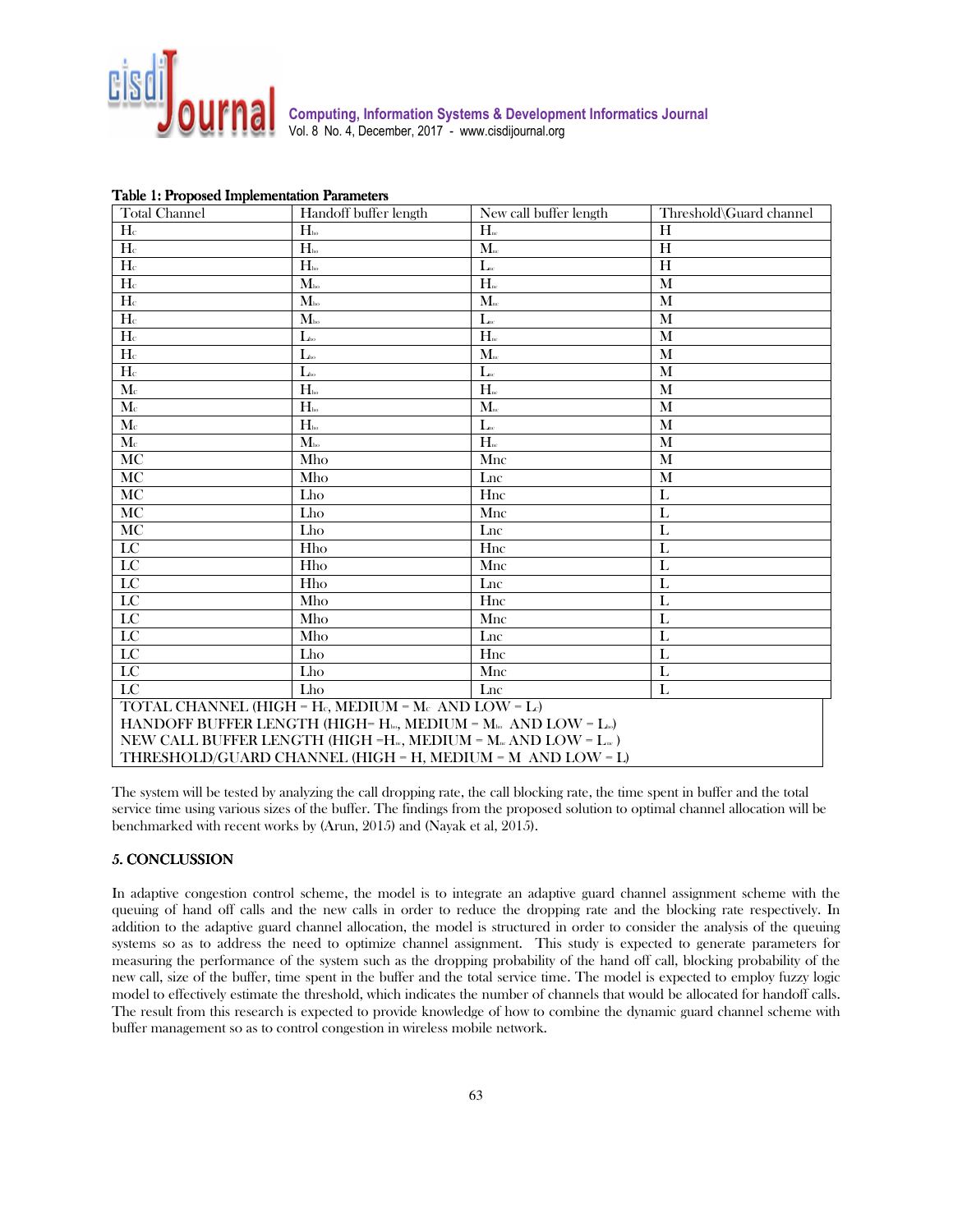**Table 1: Proposed Implementation Parameters**

| Total Channel | Handoff buffer length | New call buffer length | Threshold\Guard channel |
|---|---|---|---|
| $H_c$ | $H_{ho}$ | $H_{nc}$ | H |
| $H_c$ | $H_{ho}$ | $M_{nc}$ | H |
| $H_c$ | $H_{ho}$ | $L_{nc}$ | H |
| $H_c$ | $M_{ho}$ | $H_{nc}$ | M |
| $H_c$ | $M_{ho}$ | $M_{nc}$ | M |
| $H_c$ | $M_{ho}$ | $L_{nc}$ | M |
| $H_c$ | $L_{ho}$ | $H_{nc}$ | M |
| $H_c$ | $L_{ho}$ | $M_{nc}$ | M |
| $H_c$ | $L_{ho}$ | $L_{nc}$ | M |
| $M_c$ | $H_{ho}$ | $H_{nc}$ | M |
| $M_c$ | $H_{ho}$ | $M_{nc}$ | M |
| $M_c$ | $H_{ho}$ | $L_{nc}$ | M |
| $M_c$ | $M_{ho}$ | $H_{nc}$ | M |
| MC | Mho | Mnc | M |
| MC | Mho | Lnc | M |
| MC | Lho | Hnc | L |
| MC | Lho | Mnc | L |
| MC | Lho | Lnc | L |
| LC | Hho | Hnc | L |
| LC | Hho | Mnc | L |
| LC | Hho | Lnc | L |
| LC | Mho | Hnc | L |
| LC | Mho | Mnc | L |
| LC | Mho | Lnc | L |
| LC | Lho | Hnc | L |
| LC | Lho | Mnc | L |
| LC | Lho | Lnc | L |

TOTAL CHANNEL (HIGH = $H_c$, MEDIUM = $M_c$ AND LOW = $L_c$)
HANDOFF BUFFER LENGTH (HIGH= $H_{ho}$, MEDIUM = $M_{ho}$ AND LOW = $L_{ho}$)
NEW CALL BUFFER LENGTH (HIGH =$H_{nc}$, MEDIUM = $M_{nc}$ AND LOW = $L_{nc}$ )
THRESHOLD/GUARD CHANNEL (HIGH = H, MEDIUM = M AND LOW = L)

The system will be tested by analyzing the call dropping rate, the call blocking rate, the time spent in buffer and the total service time using various sizes of the buffer. The findings from the proposed solution to optimal channel allocation will be benchmarked with recent works by (Arun, 2015) and (Nayak et al, 2015).

## 5. CONCLUSSION

In adaptive congestion control scheme, the model is to integrate an adaptive guard channel assignment scheme with the queuing of hand off calls and the new calls in order to reduce the dropping rate and the blocking rate respectively. In addition to the adaptive guard channel allocation, the model is structured in order to consider the analysis of the queuing systems so as to address the need to optimize channel assignment. This study is expected to generate parameters for measuring the performance of the system such as the dropping probability of the hand off call, blocking probability of the new call, size of the buffer, time spent in the buffer and the total service time. The model is expected to employ fuzzy logic model to effectively estimate the threshold, which indicates the number of channels that would be allocated for handoff calls. The result from this research is expected to provide knowledge of how to combine the dynamic guard channel scheme with buffer management so as to control congestion in wireless mobile network.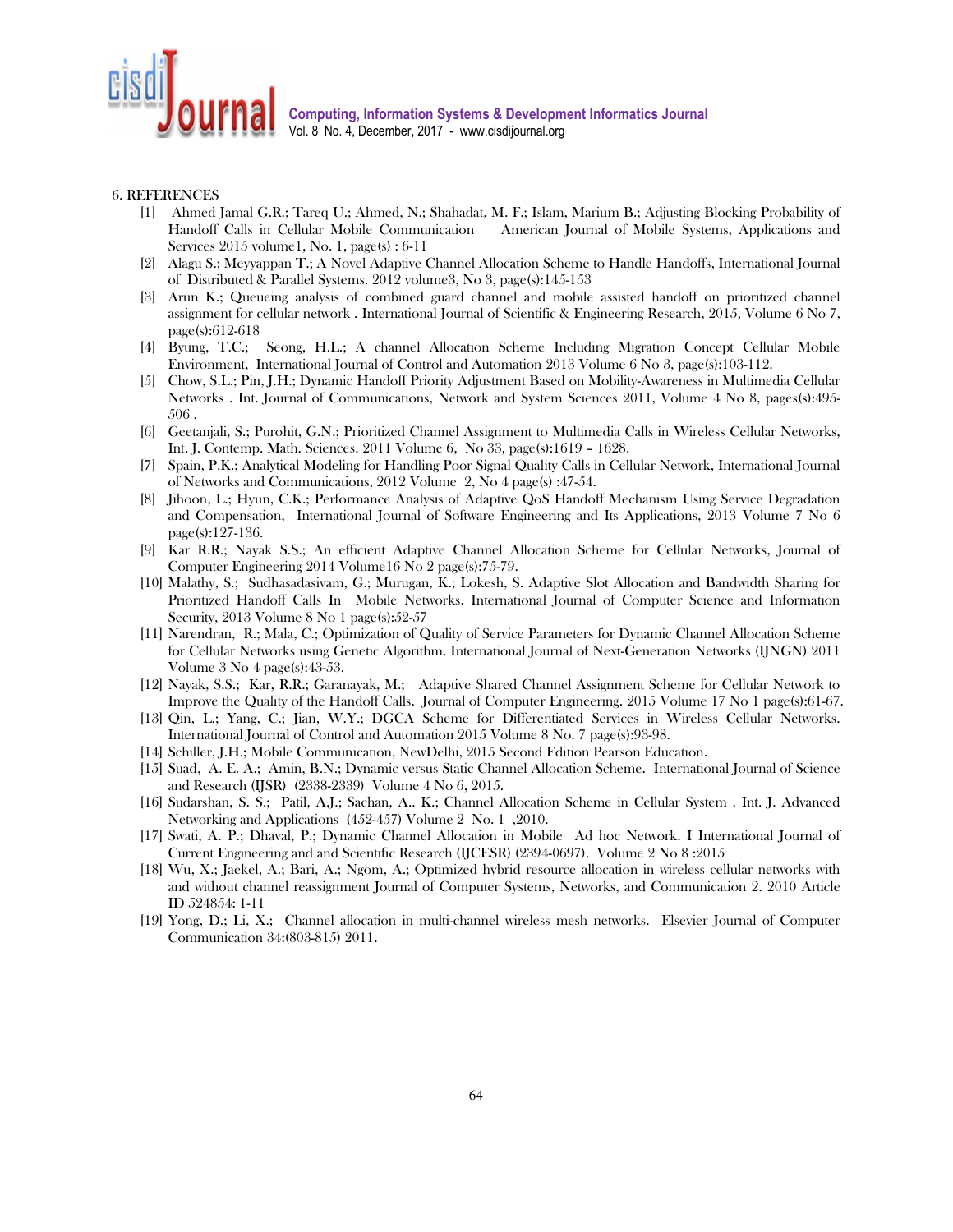## 6. REFERENCES

- [1] Ahmed Jamal G.R.; Tareq U.; Ahmed, N.; Shahadat, M. F.; Islam, Marium B.; Adjusting Blocking Probability of Handoff Calls in Cellular Mobile Communication American Journal of Mobile Systems, Applications and Services 2015 volume1, No. 1, page(s) : 6-11
- [2] Alagu S.; Meyyappan T.; A Novel Adaptive Channel Allocation Scheme to Handle Handoffs, International Journal of Distributed & Parallel Systems. 2012 volume3, No 3, page(s):145-153
- [3] Arun K.; Queueing analysis of combined guard channel and mobile assisted handoff on prioritized channel assignment for cellular network . International Journal of Scientific & Engineering Research, 2015, Volume 6 No 7, page(s):612-618
- [4] Byung, T.C.; Seong, H.L.; A channel Allocation Scheme Including Migration Concept Cellular Mobile Environment, International Journal of Control and Automation 2013 Volume 6 No 3, page(s):103-112.
- [5] Chow, S.L.; Pin, J.H.; Dynamic Handoff Priority Adjustment Based on Mobility-Awareness in Multimedia Cellular Networks . Int. Journal of Communications, Network and System Sciences 2011, Volume 4 No 8, pages(s):495-506 .
- [6] Geetanjali, S.; Purohit, G.N.; Prioritized Channel Assignment to Multimedia Calls in Wireless Cellular Networks, Int. J. Contemp. Math. Sciences. 2011 Volume 6, No 33, page(s):1619 – 1628.
- [7] Spain, P.K.; Analytical Modeling for Handling Poor Signal Quality Calls in Cellular Network, International Journal of Networks and Communications, 2012 Volume 2, No 4 page(s) :47-54.
- [8] Jihoon, L.; Hyun, C.K.; Performance Analysis of Adaptive QoS Handoff Mechanism Using Service Degradation and Compensation, International Journal of Software Engineering and Its Applications, 2013 Volume 7 No 6 page(s):127-136.
- [9] Kar R.R.; Nayak S.S.; An efficient Adaptive Channel Allocation Scheme for Cellular Networks, Journal of Computer Engineering 2014 Volume16 No 2 page(s):75-79.
- [10] Malathy, S.; Sudhasadasivam, G.; Murugan, K.; Lokesh, S. Adaptive Slot Allocation and Bandwidth Sharing for Prioritized Handoff Calls In Mobile Networks. International Journal of Computer Science and Information Security, 2013 Volume 8 No 1 page(s):52-57
- [11] Narendran, R.; Mala, C.; Optimization of Quality of Service Parameters for Dynamic Channel Allocation Scheme for Cellular Networks using Genetic Algorithm. International Journal of Next-Generation Networks (IJNGN) 2011 Volume 3 No 4 page(s):43-53.
- [12] Nayak, S.S.; Kar, R.R.; Garanayak, M.; Adaptive Shared Channel Assignment Scheme for Cellular Network to Improve the Quality of the Handoff Calls. Journal of Computer Engineering. 2015 Volume 17 No 1 page(s):61-67.
- [13] Qin, L.; Yang, C.; Jian, W.Y.; DGCA Scheme for Differentiated Services in Wireless Cellular Networks. International Journal of Control and Automation 2015 Volume 8 No. 7 page(s):93-98.
- [14] Schiller, J.H.; Mobile Communication, NewDelhi, 2015 Second Edition Pearson Education.
- [15] Suad, A. E. A.; Amin, B.N.; Dynamic versus Static Channel Allocation Scheme. International Journal of Science and Research (IJSR) (2338-2339) Volume 4 No 6, 2015.
- [16] Sudarshan, S. S.; Patil, A.J.; Sachan, A.. K.; Channel Allocation Scheme in Cellular System . Int. J. Advanced Networking and Applications (452-457) Volume 2 No. 1 ,2010.
- [17] Swati, A. P.; Dhaval, P.; Dynamic Channel Allocation in Mobile Ad hoc Network. I International Journal of Current Engineering and and Scientific Research (IJCESR) (2394-0697). Volume 2 No 8 :2015
- [18] Wu, X.; Jaekel, A.; Bari, A.; Ngom, A.; Optimized hybrid resource allocation in wireless cellular networks with and without channel reassignment Journal of Computer Systems, Networks, and Communication 2. 2010 Article ID 524854: 1-11
- [19] Yong, D.; Li, X.; Channel allocation in multi-channel wireless mesh networks. Elsevier Journal of Computer Communication 34:(803-815) 2011.